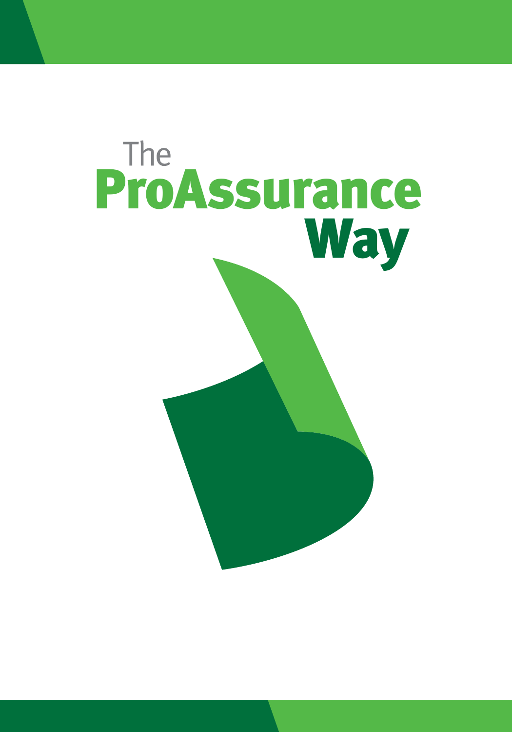# The ProAssurance Way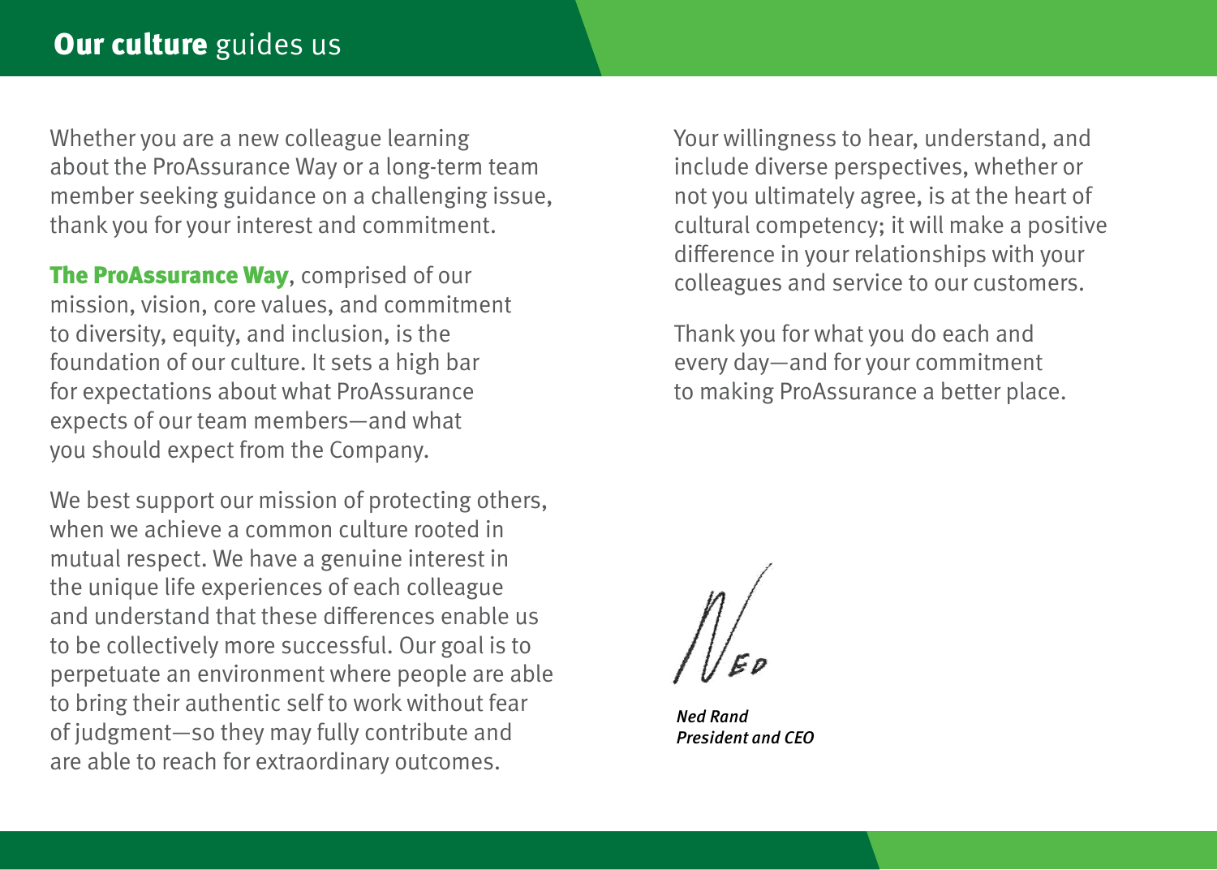# **Our culture** guides us

Whether you are a new colleague learning about the ProAssurance Way or a long-term team member seeking guidance on a challenging issue, thank you for your interest and commitment.

**The ProAssurance Way**, comprised of our mission, vision, core values, and commitment to diversity, equity, and inclusion, is the foundation of our culture. It sets a high bar for expectations about what ProAssurance expects of our team members—and what you should expect from the Company.

We best support our mission of protecting others, when we achieve a common culture rooted in mutual respect. We have a genuine interest in the unique life experiences of each colleague and understand that these differences enable us to be collectively more successful. Our goal is to perpetuate an environment where people are able to bring their authentic self to work without fear of judgment—so they may fully contribute and are able to reach for extraordinary outcomes.

Your willingness to hear, understand, and include diverse perspectives, whether or not you ultimately agree, is at the heart of cultural competency; it will make a positive difference in your relationships with your colleagues and service to our customers.

Thank you for what you do each and every day—and for your commitment to making ProAssurance a better place.

*Ned Rand*
*President and CEO*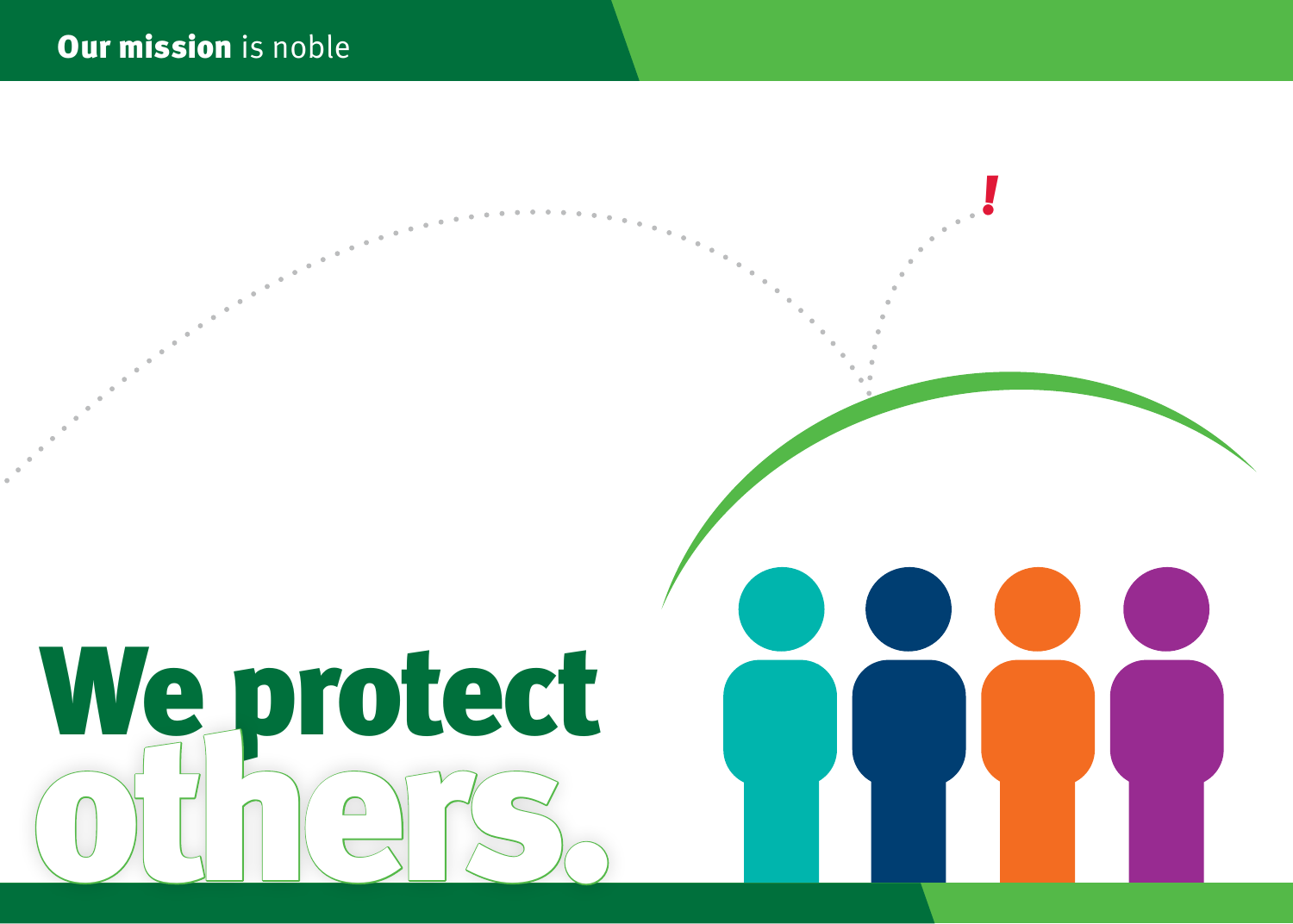**Our mission** is noble

# We protect others.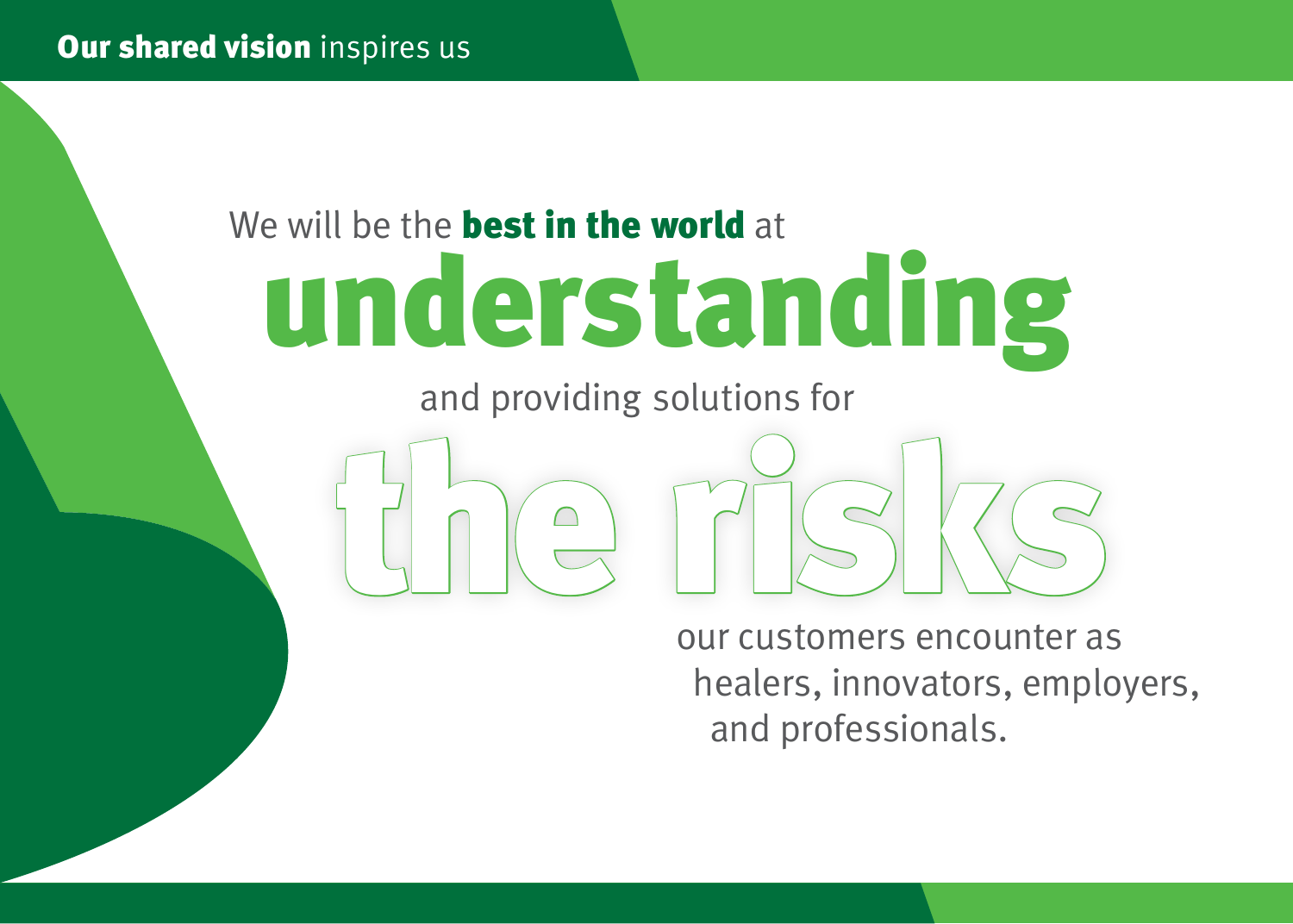## **Our shared vision** inspires us

We will be the **best in the world** at

# understanding

and providing solutions for

# the risks

our customers encounter as healers, innovators, employers, and professionals.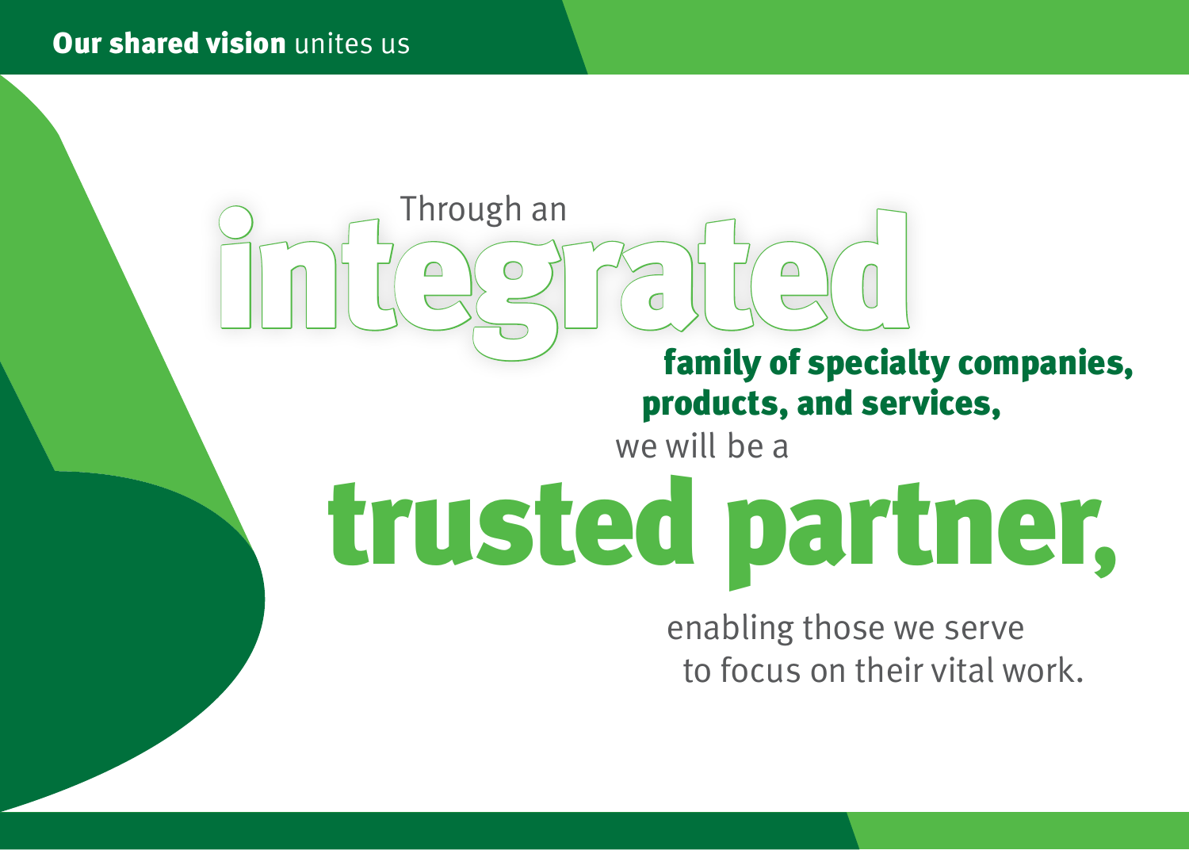## **Our shared vision** unites us

Through an **integrated** **family of specialty companies, products, and services,** we will be a

# trusted partner,

enabling those we serve to focus on their vital work.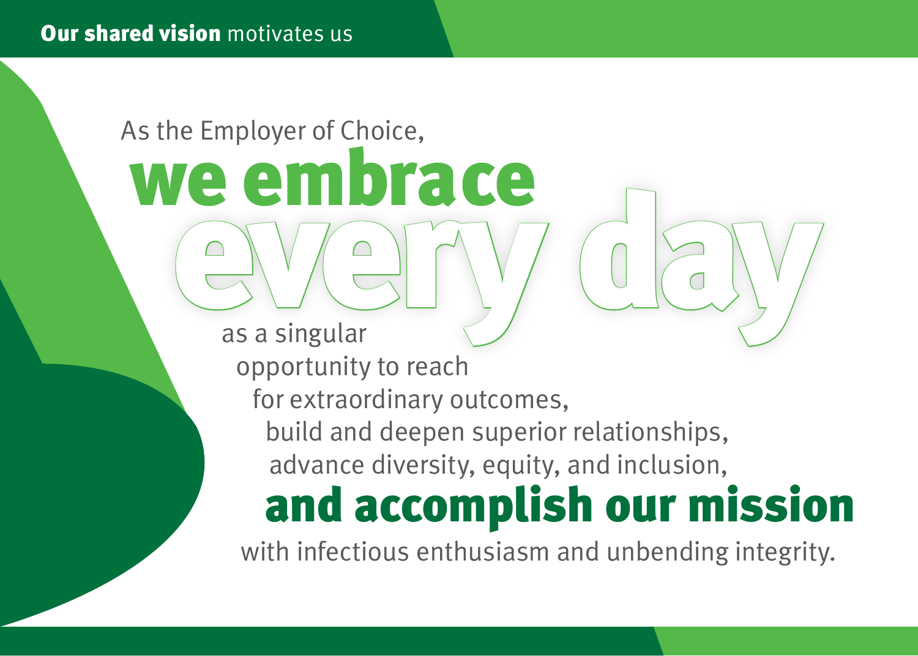## **Our shared vision** motivates us

As the Employer of Choice,

# we embrace every day

as a singular
opportunity to reach
for extraordinary outcomes,
build and deepen superior relationships,
advance diversity, equity, and inclusion,

## and accomplish our mission

with infectious enthusiasm and unbending integrity.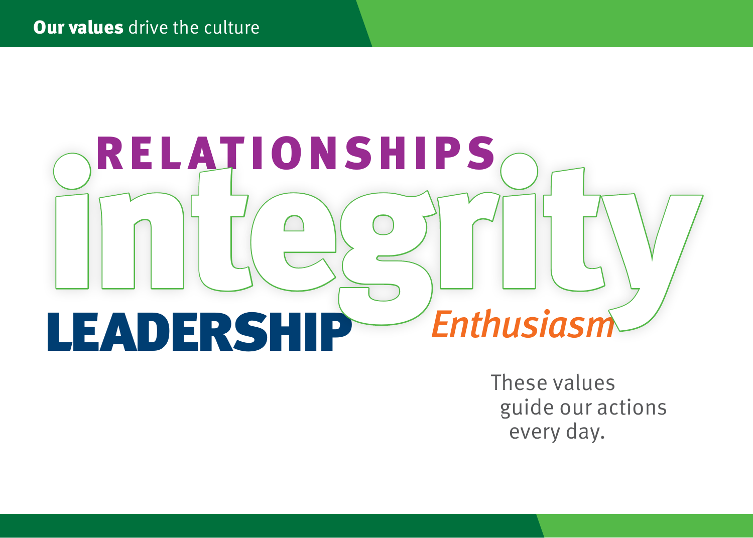**Our values** drive the culture

RELATIONSHIPS

integrity

LEADERSHIP

*Enthusiasm*

These values
guide our actions
every day.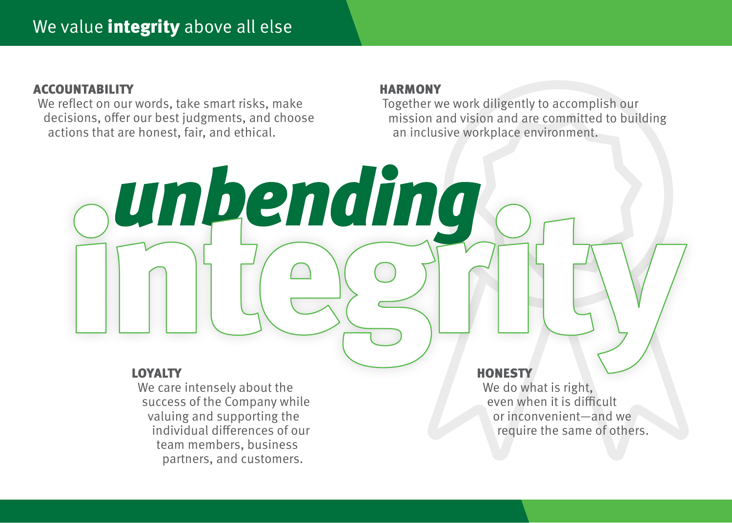# We value **integrity** above all else

### ACCOUNTABILITY

We reflect on our words, take smart risks, make decisions, offer our best judgments, and choose actions that are honest, fair, and ethical.

### HARMONY

Together we work diligently to accomplish our mission and vision and are committed to building an inclusive workplace environment.

## *unbending* integrity

### LOYALTY

We care intensely about the success of the Company while valuing and supporting the individual differences of our team members, business partners, and customers.

### HONESTY

We do what is right, even when it is difficult or inconvenient—and we require the same of others.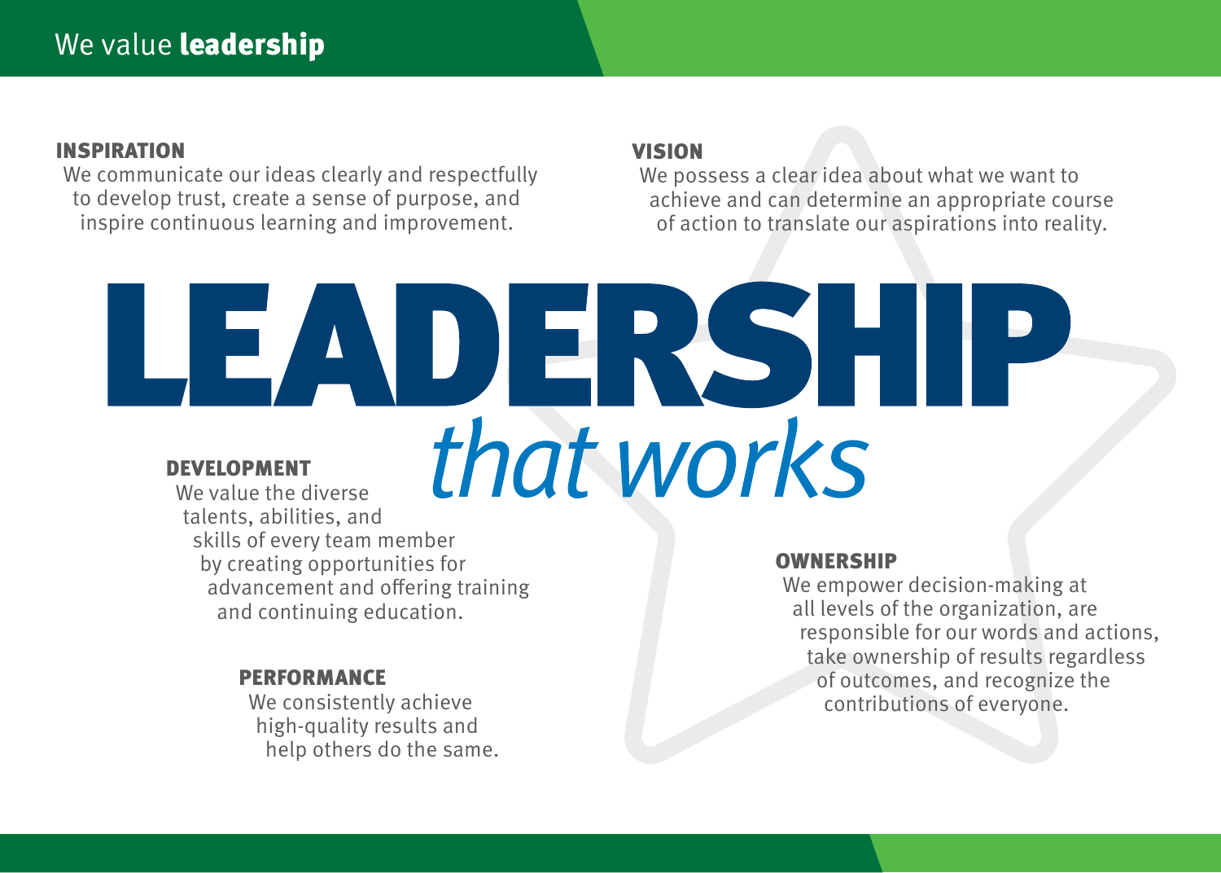## We value **leadership**

### INSPIRATION

We communicate our ideas clearly and respectfully to develop trust, create a sense of purpose, and inspire continuous learning and improvement.

### VISION

We possess a clear idea about what we want to achieve and can determine an appropriate course of action to translate our aspirations into reality.

# LEADERSHIP *that works*

### DEVELOPMENT

We value the diverse talents, abilities, and skills of every team member by creating opportunities for advancement and offering training and continuing education.

### PERFORMANCE

We consistently achieve high-quality results and help others do the same.

### OWNERSHIP

We empower decision-making at all levels of the organization, are responsible for our words and actions, take ownership of results regardless of outcomes, and recognize the contributions of everyone.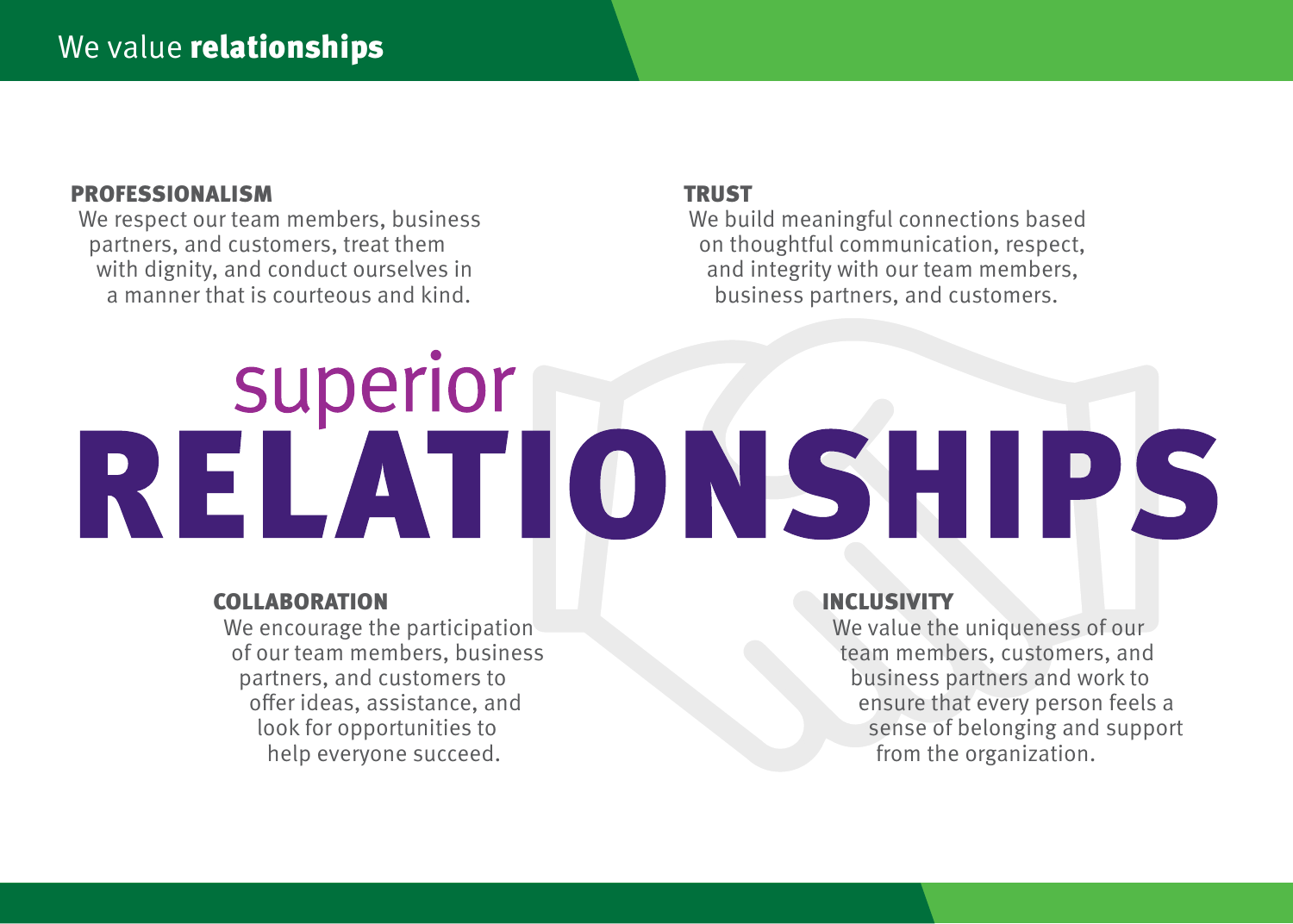# We value **relationships**

## superior RELATIONSHIPS

### PROFESSIONALISM

We respect our team members, business partners, and customers, treat them with dignity, and conduct ourselves in a manner that is courteous and kind.

### TRUST

We build meaningful connections based on thoughtful communication, respect, and integrity with our team members, business partners, and customers.

### COLLABORATION

We encourage the participation of our team members, business partners, and customers to offer ideas, assistance, and look for opportunities to help everyone succeed.

### INCLUSIVITY

We value the uniqueness of our team members, customers, and business partners and work to ensure that every person feels a sense of belonging and support from the organization.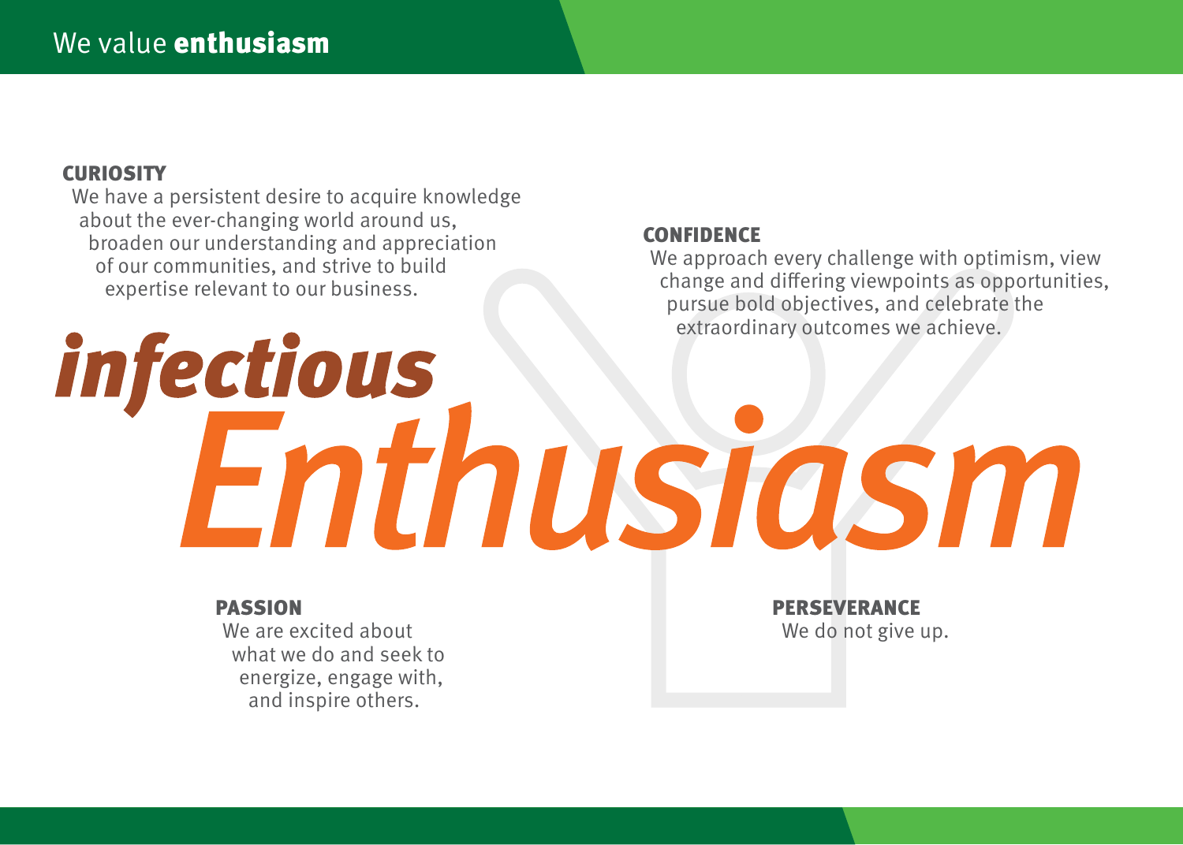# We value **enthusiasm**

## CURIOSITY

We have a persistent desire to acquire knowledge about the ever-changing world around us, broaden our understanding and appreciation of our communities, and strive to build expertise relevant to our business.

## CONFIDENCE

We approach every challenge with optimism, view change and differing viewpoints as opportunities, pursue bold objectives, and celebrate the extraordinary outcomes we achieve.

*infectious*

*Enthusiasm*

## PASSION

We are excited about what we do and seek to energize, engage with, and inspire others.

## PERSEVERANCE

We do not give up.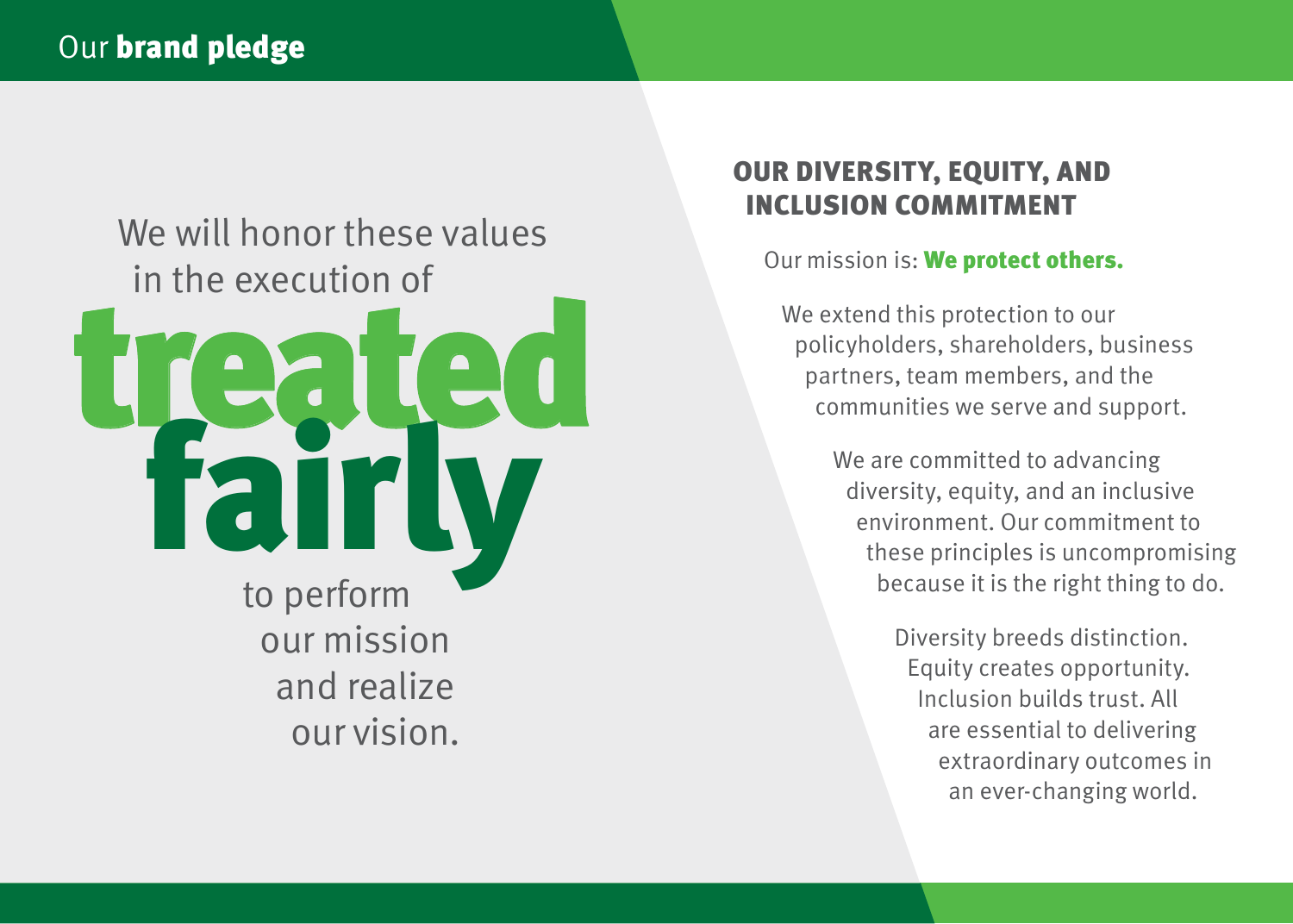# Our **brand pledge**

We will honor these values in the execution of

**treated fairly**

to perform our mission and realize our vision.

## OUR DIVERSITY, EQUITY, AND INCLUSION COMMITMENT

Our mission is: **We protect others.**

We extend this protection to our policyholders, shareholders, business partners, team members, and the communities we serve and support.

We are committed to advancing diversity, equity, and an inclusive environment. Our commitment to these principles is uncompromising because it is the right thing to do.

Diversity breeds distinction. Equity creates opportunity. Inclusion builds trust. All are essential to delivering extraordinary outcomes in an ever-changing world.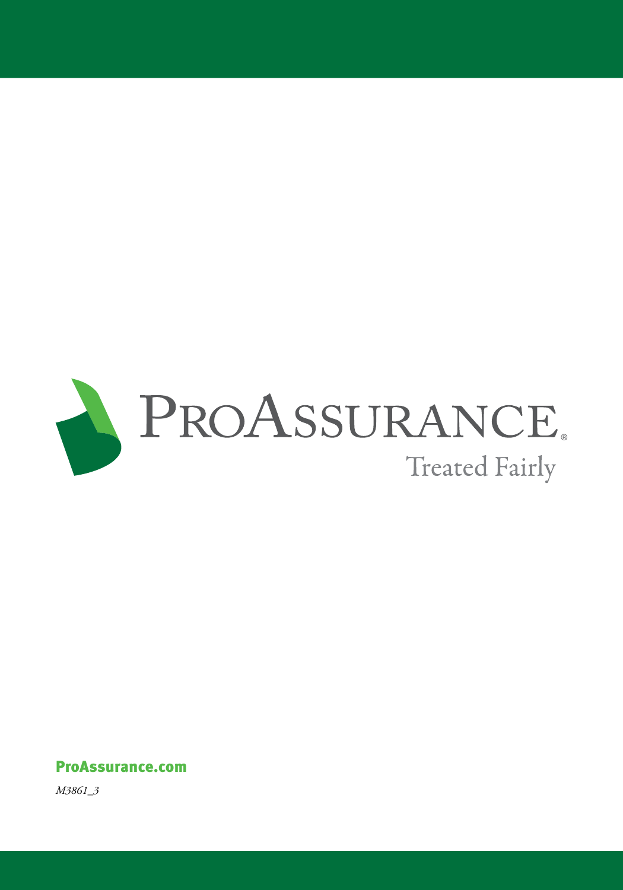ProAssurance®

Treated Fairly

**ProAssurance.com**

*M3861_3*